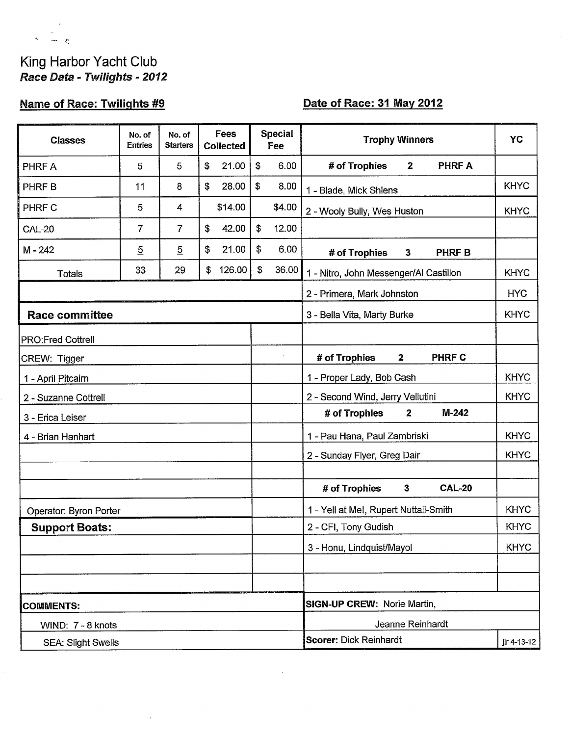# King Harbor Yacht Club

***Race Data - Twilights - 2012***

**Name of Race: Twilights #9** | **Date of Race: 31 May 2012**

| Classes | No. of Entries | No. of Starters | Fees Collected | Special Fee |
|---|---|---|---|---|
| PHRF A | 5 | 5 | $ 21.00 | $ 6.00 |
| PHRF B | 11 | 8 | $ 28.00 | $ 8.00 |
| PHRF C | 5 | 4 | $14.00 | $4.00 |
| CAL-20 | 7 | 7 | $ 42.00 | $ 12.00 |
| M - 242 | 5 | 5 | $ 21.00 | $ 6.00 |
| Totals | 33 | 29 | $ 126.00 | $ 36.00 |

## Trophy Winners

| Trophy Winners | YC |
|---|---|
| **# of Trophies 2 PHRF A** | |
| 1 - Blade, Mick Shlens | KHYC |
| 2 - Wooly Bully, Wes Huston | KHYC |
| **# of Trophies 3 PHRF B** | |
| 1 - Nitro, John Messenger/Al Castillon | KHYC |
| 2 - Primera, Mark Johnston | HYC |
| 3 - Bella Vita, Marty Burke | KHYC |
| **# of Trophies 2 PHRF C** | |
| 1 - Proper Lady, Bob Cash | KHYC |
| 2 - Second Wind, Jerry Vellutini | KHYC |
| **# of Trophies 2 M-242** | |
| 1 - Pau Hana, Paul Zambriski | KHYC |
| 2 - Sunday Flyer, Greg Dair | KHYC |
| **# of Trophies 3 CAL-20** | |
| 1 - Yell at Me!, Rupert Nuttall-Smith | KHYC |
| 2 - CFI, Tony Gudish | KHYC |
| 3 - Honu, Lindquist/Mayol | KHYC |

## Race committee

PRO: Fred Cottrell

CREW: Tigger

1 - April Pitcairn
2 - Suzanne Cottrell
3 - Erica Leiser
4 - Brian Hanhart

Operator: Byron Porter

## Support Boats:

## COMMENTS:

WIND: 7 - 8 knots

SEA: Slight Swells

**SIGN-UP CREW:** Norie Martin, Jeanne Reinhardt

**Scorer:** Dick Reinhardt

jlr 4-13-12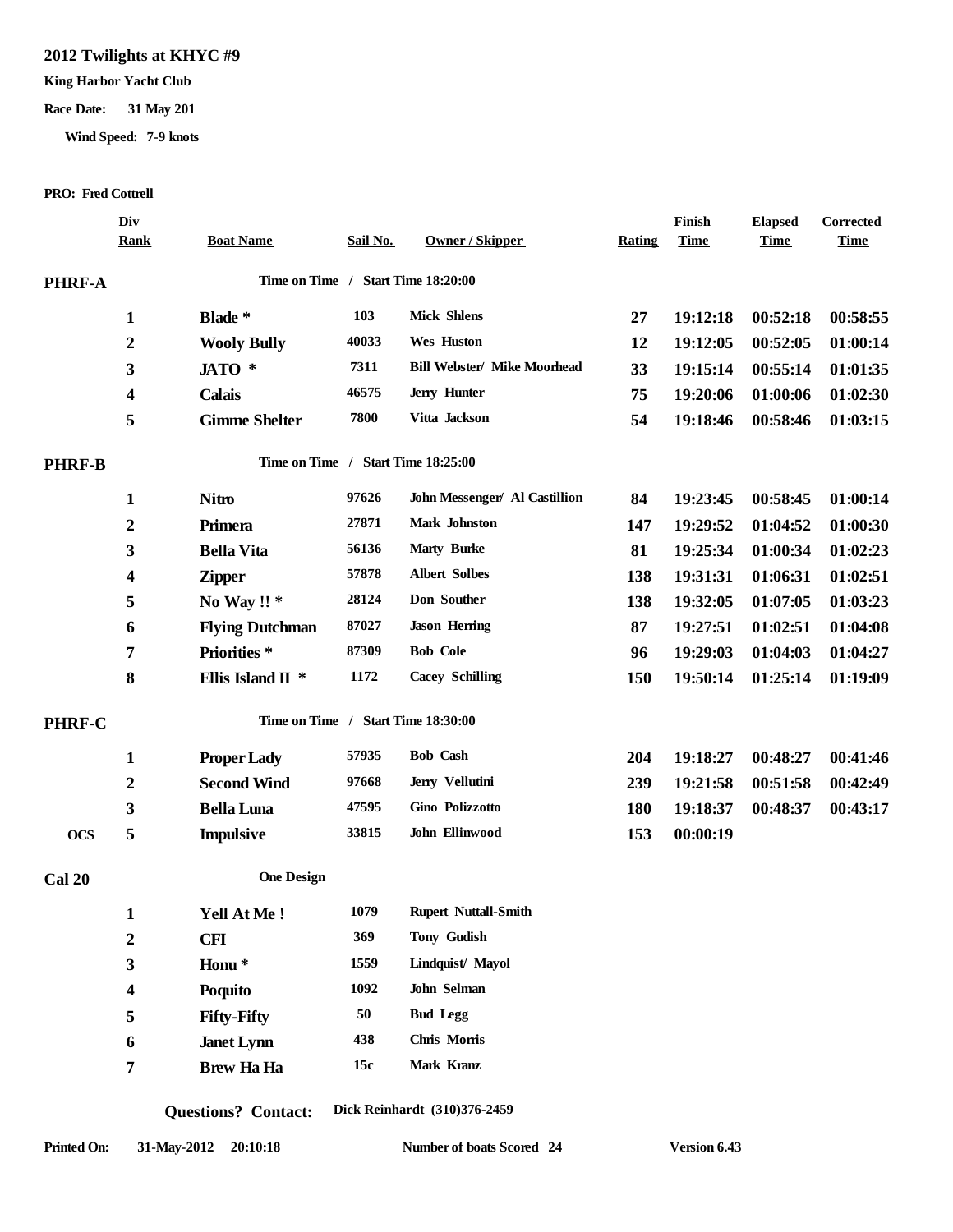# 2012 Twilights at KHYC #9

**King Harbor Yacht Club**

**Race Date:** 31 May 201

**Wind Speed:** 7-9 knots

**PRO:** Fred Cottrell

| | Div Rank | Boat Name | Sail No. | Owner / Skipper | Rating | Finish Time | Elapsed Time | Corrected Time |
|---|---|---|---|---|---|---|---|---|
| **PHRF-A** | | Time on Time / Start Time 18:20:00 | | | | | | |
| | 1 | Blade * | 103 | Mick Shlens | 27 | 19:12:18 | 00:52:18 | 00:58:55 |
| | 2 | Wooly Bully | 40033 | Wes Huston | 12 | 19:12:05 | 00:52:05 | 01:00:14 |
| | 3 | JATO * | 7311 | Bill Webster/ Mike Moorhead | 33 | 19:15:14 | 00:55:14 | 01:01:35 |
| | 4 | Calais | 46575 | Jerry Hunter | 75 | 19:20:06 | 01:00:06 | 01:02:30 |
| | 5 | Gimme Shelter | 7800 | Vitta Jackson | 54 | 19:18:46 | 00:58:46 | 01:03:15 |
| **PHRF-B** | | Time on Time / Start Time 18:25:00 | | | | | | |
| | 1 | Nitro | 97626 | John Messenger/ Al Castillion | 84 | 19:23:45 | 00:58:45 | 01:00:14 |
| | 2 | Primera | 27871 | Mark Johnston | 147 | 19:29:52 | 01:04:52 | 01:00:30 |
| | 3 | Bella Vita | 56136 | Marty Burke | 81 | 19:25:34 | 01:00:34 | 01:02:23 |
| | 4 | Zipper | 57878 | Albert Solbes | 138 | 19:31:31 | 01:06:31 | 01:02:51 |
| | 5 | No Way !! * | 28124 | Don Souther | 138 | 19:32:05 | 01:07:05 | 01:03:23 |
| | 6 | Flying Dutchman | 87027 | Jason Herring | 87 | 19:27:51 | 01:02:51 | 01:04:08 |
| | 7 | Priorities * | 87309 | Bob Cole | 96 | 19:29:03 | 01:04:03 | 01:04:27 |
| | 8 | Ellis Island II * | 1172 | Cacey Schilling | 150 | 19:50:14 | 01:25:14 | 01:19:09 |
| **PHRF-C** | | Time on Time / Start Time 18:30:00 | | | | | | |
| | 1 | Proper Lady | 57935 | Bob Cash | 204 | 19:18:27 | 00:48:27 | 00:41:46 |
| | 2 | Second Wind | 97668 | Jerry Vellutini | 239 | 19:21:58 | 00:51:58 | 00:42:49 |
| | 3 | Bella Luna | 47595 | Gino Polizzotto | 180 | 19:18:37 | 00:48:37 | 00:43:17 |
| OCS | 5 | Impulsive | 33815 | John Ellinwood | 153 | 00:00:19 | | |
| **Cal 20** | | One Design | | | | | | |
| | 1 | Yell At Me ! | 1079 | Rupert Nuttall-Smith | | | | |
| | 2 | CFI | 369 | Tony Gudish | | | | |
| | 3 | Honu * | 1559 | Lindquist/ Mayol | | | | |
| | 4 | Poquito | 1092 | John Selman | | | | |
| | 5 | Fifty-Fifty | 50 | Bud Legg | | | | |
| | 6 | Janet Lynn | 438 | Chris Morris | | | | |
| | 7 | Brew Ha Ha | 15c | Mark Kranz | | | | |

**Questions? Contact:** Dick Reinhardt (310)376-2459

**Printed On:** 31-May-2012 20:10:18 **Number of boats Scored** 24 **Version 6.43**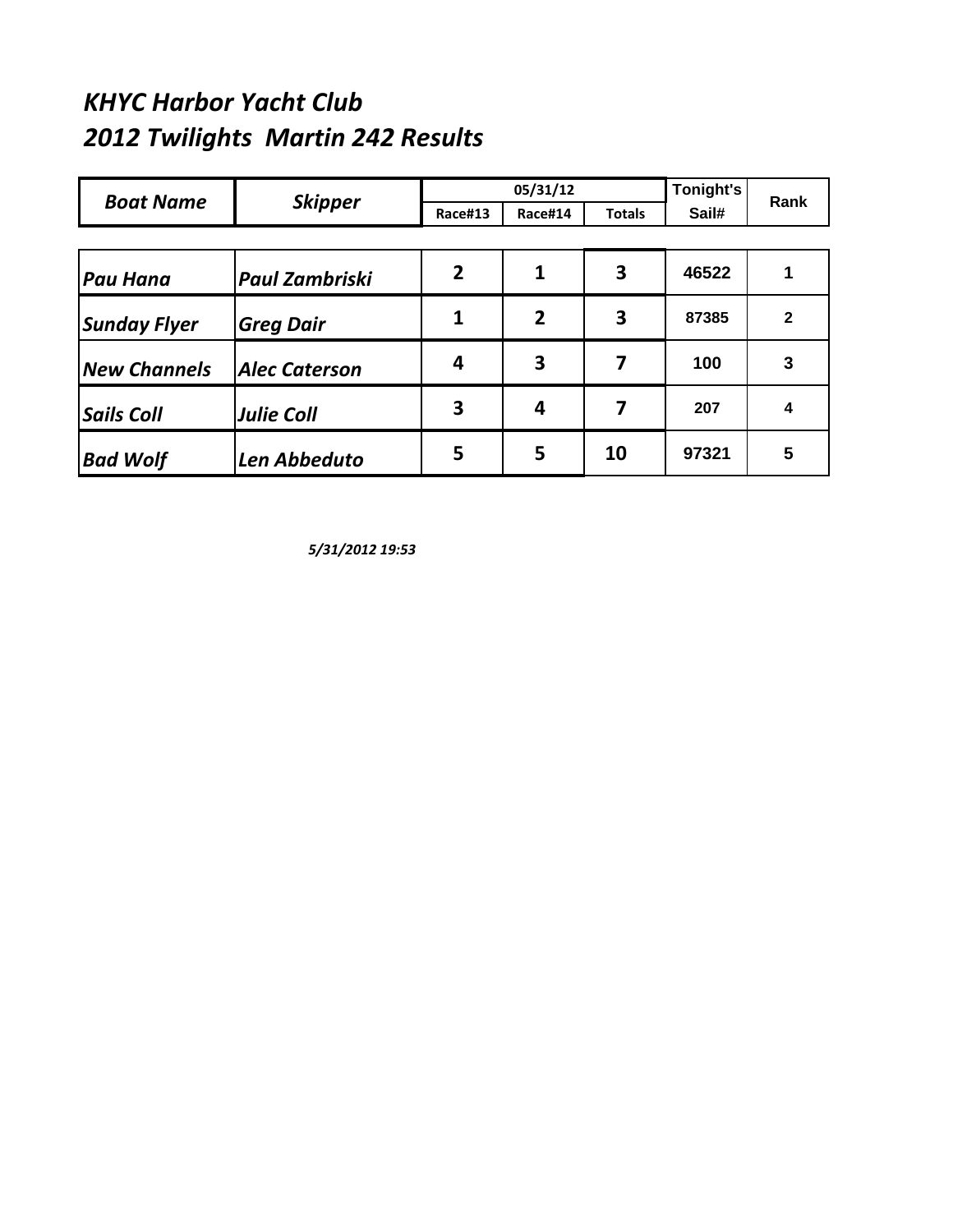# *KHYC Harbor Yacht Club*
# *2012 Twilights Martin 242 Results*

| *Boat Name* | *Skipper* | 05/31/12 | | | Tonight's | Rank |
|---|---|---|---|---|---|---|
| | | Race#13 | Race#14 | Totals | Sail# | |
| *Pau Hana* | *Paul Zambriski* | 2 | 1 | 3 | 46522 | 1 |
| *Sunday Flyer* | *Greg Dair* | 1 | 2 | 3 | 87385 | 2 |
| *New Channels* | *Alec Caterson* | 4 | 3 | 7 | 100 | 3 |
| *Sails Coll* | *Julie Coll* | 3 | 4 | 7 | 207 | 4 |
| *Bad Wolf* | *Len Abbeduto* | 5 | 5 | 10 | 97321 | 5 |

*5/31/2012 19:53*